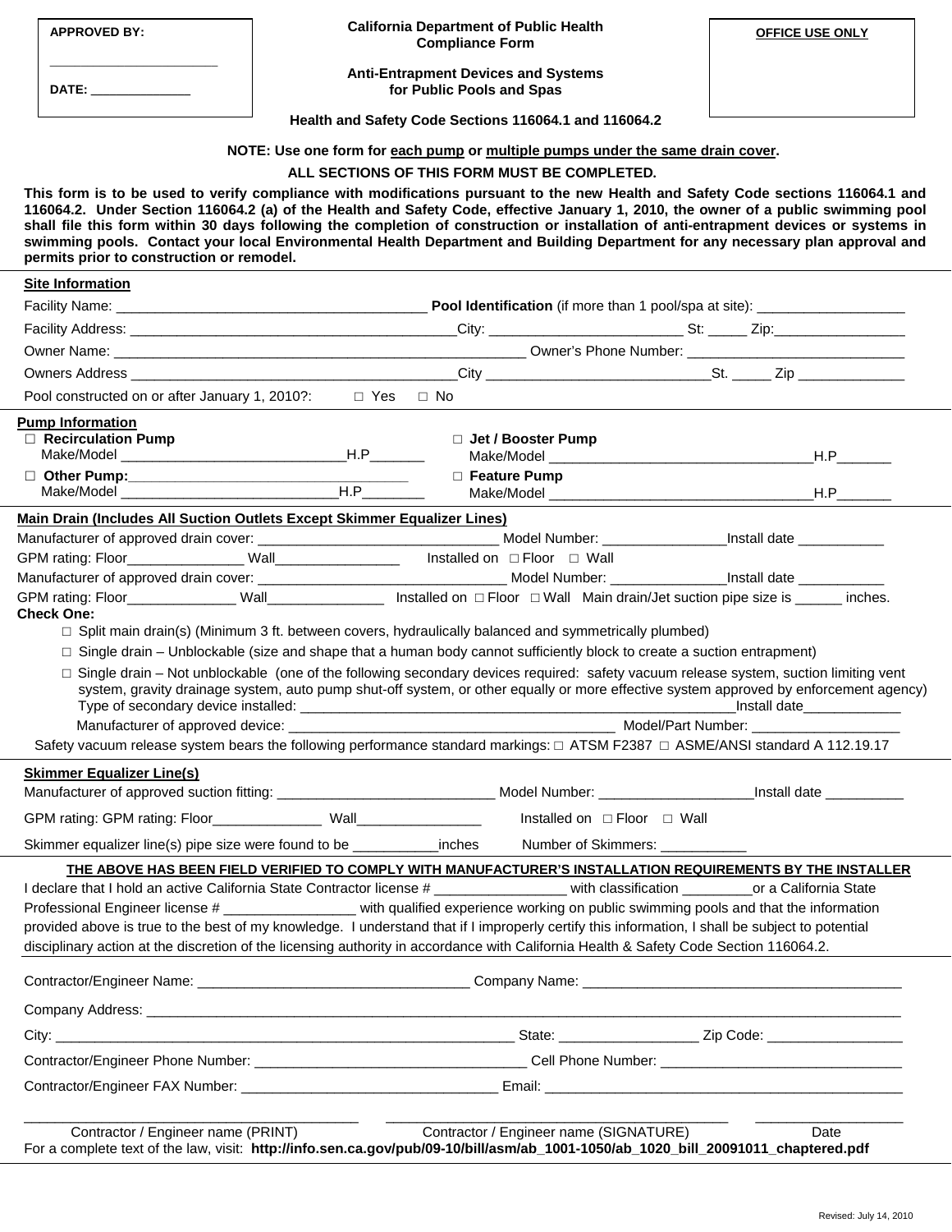**APPROVED BY:**

\_\_\_\_\_\_\_\_\_\_\_\_\_\_\_\_\_\_\_\_\_\_\_\_

**DATE:** \_\_\_\_\_\_\_\_\_\_\_\_\_\_\_

**OFFICE USE ONLY**

# California Department of Public Health Compliance Form

## Anti-Entrapment Devices and Systems for Public Pools and Spas

**Health and Safety Code Sections 116064.1 and 116064.2**

**NOTE: Use one form for each pump or multiple pumps under the same drain cover.**

**ALL SECTIONS OF THIS FORM MUST BE COMPLETED.**

**This form is to be used to verify compliance with modifications pursuant to the new Health and Safety Code sections 116064.1 and 116064.2. Under Section 116064.2 (a) of the Health and Safety Code, effective January 1, 2010, the owner of a public swimming pool shall file this form within 30 days following the completion of construction or installation of anti-entrapment devices or systems in swimming pools. Contact your local Environmental Health Department and Building Department for any necessary plan approval and permits prior to construction or remodel.**

### Site Information

Facility Name: \_\_\_\_\_\_\_\_\_\_\_\_\_\_\_\_\_\_\_\_\_\_\_\_\_\_\_\_\_\_\_\_\_\_\_\_\_\_\_\_ **Pool Identification** (if more than 1 pool/spa at site): \_\_\_\_\_\_\_\_\_\_\_\_\_\_\_\_\_\_\_

Facility Address: \_\_\_\_\_\_\_\_\_\_\_\_\_\_\_\_\_\_\_\_\_\_\_\_\_\_\_\_\_\_\_\_\_\_\_\_\_\_\_\_\_\_\_City: \_\_\_\_\_\_\_\_\_\_\_\_\_\_\_\_\_\_\_\_\_\_\_\_ St: \_\_\_\_\_ Zip:\_\_\_\_\_\_\_\_\_\_\_\_\_\_\_\_\_

Owner Name: \_\_\_\_\_\_\_\_\_\_\_\_\_\_\_\_\_\_\_\_\_\_\_\_\_\_\_\_\_\_\_\_\_\_\_\_\_\_\_\_\_\_\_\_\_\_\_\_\_\_\_\_ Owner's Phone Number: \_\_\_\_\_\_\_\_\_\_\_\_\_\_\_\_\_\_\_\_\_\_\_\_\_\_\_\_

Owners Address \_\_\_\_\_\_\_\_\_\_\_\_\_\_\_\_\_\_\_\_\_\_\_\_\_\_\_\_\_\_\_\_\_\_\_\_\_\_\_\_\_\_\_City \_\_\_\_\_\_\_\_\_\_\_\_\_\_\_\_\_\_\_\_\_\_\_\_\_\_\_\_\_St. \_\_\_\_\_ Zip \_\_\_\_\_\_\_\_\_\_\_\_\_\_

Pool constructed on or after January 1, 2010?: □ Yes □ No

### Pump Information

□ **Recirculation Pump**
Make/Model \_\_\_\_\_\_\_\_\_\_\_\_\_\_\_\_\_\_\_\_\_\_\_\_\_\_\_\_\_\_H.P\_\_\_\_\_\_\_

□ **Jet / Booster Pump**
Make/Model \_\_\_\_\_\_\_\_\_\_\_\_\_\_\_\_\_\_\_\_\_\_\_\_\_\_\_\_\_\_\_\_\_\_\_H.P\_\_\_\_\_\_\_

□ **Other Pump:**\_\_\_\_\_\_\_\_\_\_\_\_\_\_\_\_\_\_\_\_\_\_\_\_\_\_\_\_\_\_\_\_\_\_\_\_
Make/Model \_\_\_\_\_\_\_\_\_\_\_\_\_\_\_\_\_\_\_\_\_\_\_\_\_\_\_\_H.P\_\_\_\_\_\_\_\_

□ **Feature Pump**
Make/Model \_\_\_\_\_\_\_\_\_\_\_\_\_\_\_\_\_\_\_\_\_\_\_\_\_\_\_\_\_\_\_\_\_\_H.P\_\_\_\_\_\_\_

### Main Drain (Includes All Suction Outlets Except Skimmer Equalizer Lines)

Manufacturer of approved drain cover: \_\_\_\_\_\_\_\_\_\_\_\_\_\_\_\_\_\_\_\_\_\_\_\_\_\_\_\_\_\_\_ Model Number: \_\_\_\_\_\_\_\_\_\_\_\_\_\_\_\_Install date \_\_\_\_\_\_\_\_\_\_\_

GPM rating: Floor\_\_\_\_\_\_\_\_\_\_\_\_\_\_\_ Wall\_\_\_\_\_\_\_\_\_\_\_\_\_\_\_\_ Installed on □ Floor □ Wall

Manufacturer of approved drain cover: \_\_\_\_\_\_\_\_\_\_\_\_\_\_\_\_\_\_\_\_\_\_\_\_\_\_\_\_\_\_\_ Model Number: \_\_\_\_\_\_\_\_\_\_\_\_\_\_\_Install date \_\_\_\_\_\_\_\_\_\_\_

GPM rating: Floor\_\_\_\_\_\_\_\_\_\_\_\_\_\_ Wall\_\_\_\_\_\_\_\_\_\_\_\_\_\_\_ Installed on □ Floor □ Wall Main drain/Jet suction pipe size is \_\_\_\_\_\_ inches.

**Check One:**

- □ Split main drain(s) (Minimum 3 ft. between covers, hydraulically balanced and symmetrically plumbed)
- □ Single drain – Unblockable (size and shape that a human body cannot sufficiently block to create a suction entrapment)
- □ Single drain – Not unblockable (one of the following secondary devices required: safety vacuum release system, suction limiting vent system, gravity drainage system, auto pump shut-off system, or other equally or more effective system approved by enforcement agency)
  Type of secondary device installed: \_\_\_\_\_\_\_\_\_\_\_\_\_\_\_\_\_\_\_\_\_\_\_\_\_\_\_\_\_\_\_\_\_\_\_\_\_\_\_\_\_\_\_\_\_\_\_\_\_\_\_\_\_\_\_\_Install date\_\_\_\_\_\_\_\_\_\_\_\_\_
  Manufacturer of approved device: \_\_\_\_\_\_\_\_\_\_\_\_\_\_\_\_\_\_\_\_\_\_\_\_\_\_\_\_\_\_\_\_\_\_\_\_\_\_\_\_\_\_ Model/Part Number: \_\_\_\_\_\_\_\_\_\_\_\_\_\_\_\_\_\_\_

Safety vacuum release system bears the following performance standard markings: □ ATSM F2387 □ ASME/ANSI standard A 112.19.17

### Skimmer Equalizer Line(s)

Manufacturer of approved suction fitting: \_\_\_\_\_\_\_\_\_\_\_\_\_\_\_\_\_\_\_\_\_\_\_\_\_\_\_\_ Model Number: \_\_\_\_\_\_\_\_\_\_\_\_\_\_\_\_\_\_\_Install date \_\_\_\_\_\_\_\_\_\_

GPM rating: GPM rating: Floor\_\_\_\_\_\_\_\_\_\_\_\_\_\_ Wall\_\_\_\_\_\_\_\_\_\_\_\_\_\_\_\_ Installed on □ Floor □ Wall

Skimmer equalizer line(s) pipe size were found to be \_\_\_\_\_\_\_\_\_\_\_inches Number of Skimmers: \_\_\_\_\_\_\_\_\_\_\_

**THE ABOVE HAS BEEN FIELD VERIFIED TO COMPLY WITH MANUFACTURER'S INSTALLATION REQUIREMENTS BY THE INSTALLER**

I declare that I hold an active California State Contractor license # \_\_\_\_\_\_\_\_\_\_\_\_\_\_\_\_\_ with classification \_\_\_\_\_\_\_\_\_or a California State Professional Engineer license # \_\_\_\_\_\_\_\_\_\_\_\_\_\_\_\_\_ with qualified experience working on public swimming pools and that the information provided above is true to the best of my knowledge. I understand that if I improperly certify this information, I shall be subject to potential disciplinary action at the discretion of the licensing authority in accordance with California Health & Safety Code Section 116064.2.

Contractor/Engineer Name: \_\_\_\_\_\_\_\_\_\_\_\_\_\_\_\_\_\_\_\_\_\_\_\_\_\_\_\_\_\_\_\_\_\_\_ Company Name: \_\_\_\_\_\_\_\_\_\_\_\_\_\_\_\_\_\_\_\_\_\_\_\_\_\_\_\_\_\_\_\_\_\_\_\_\_\_\_\_\_

Company Address: \_\_\_\_\_\_\_\_\_\_\_\_\_\_\_\_\_\_\_\_\_\_\_\_\_\_\_\_\_\_\_\_\_\_\_\_\_\_\_\_\_\_\_\_\_\_\_\_\_\_\_\_\_\_\_\_\_\_\_\_\_\_\_\_\_\_\_\_\_\_\_\_\_\_\_\_\_\_\_\_\_\_\_\_\_\_\_\_\_

City: \_\_\_\_\_\_\_\_\_\_\_\_\_\_\_\_\_\_\_\_\_\_\_\_\_\_\_\_\_\_\_\_\_\_\_\_\_\_\_\_\_\_\_\_\_\_\_\_\_\_\_\_\_\_\_\_\_\_\_\_ State: \_\_\_\_\_\_\_\_\_\_\_\_\_\_\_\_\_\_ Zip Code: \_\_\_\_\_\_\_\_\_\_\_\_\_\_\_\_\_

Contractor/Engineer Phone Number: \_\_\_\_\_\_\_\_\_\_\_\_\_\_\_\_\_\_\_\_\_\_\_\_\_\_\_\_\_\_\_\_\_\_\_ Cell Phone Number: \_\_\_\_\_\_\_\_\_\_\_\_\_\_\_\_\_\_\_\_\_\_\_\_\_\_\_\_\_\_\_

Contractor/Engineer FAX Number: \_\_\_\_\_\_\_\_\_\_\_\_\_\_\_\_\_\_\_\_\_\_\_\_\_\_\_\_\_\_\_\_\_ Email: \_\_\_\_\_\_\_\_\_\_\_\_\_\_\_\_\_\_\_\_\_\_\_\_\_\_\_\_\_\_\_\_\_\_\_\_\_\_\_\_\_\_\_\_\_\_\_

\_\_\_\_\_\_\_\_\_\_\_\_\_\_\_\_\_\_\_\_\_\_\_\_\_\_\_\_\_\_\_\_\_\_\_\_\_\_\_\_\_\_\_ \_\_\_\_\_\_\_\_\_\_\_\_\_\_\_\_\_\_\_\_\_\_\_\_\_\_\_\_\_\_\_\_\_\_\_\_\_\_\_\_\_\_\_ \_\_\_\_\_\_\_\_\_\_\_\_\_\_\_\_\_\_\_

Contractor / Engineer name (PRINT) Contractor / Engineer name (SIGNATURE) Date

For a complete text of the law, visit: **http://info.sen.ca.gov/pub/09-10/bill/asm/ab_1001-1050/ab_1020_bill_20091011_chaptered.pdf**

Revised: July 14, 2010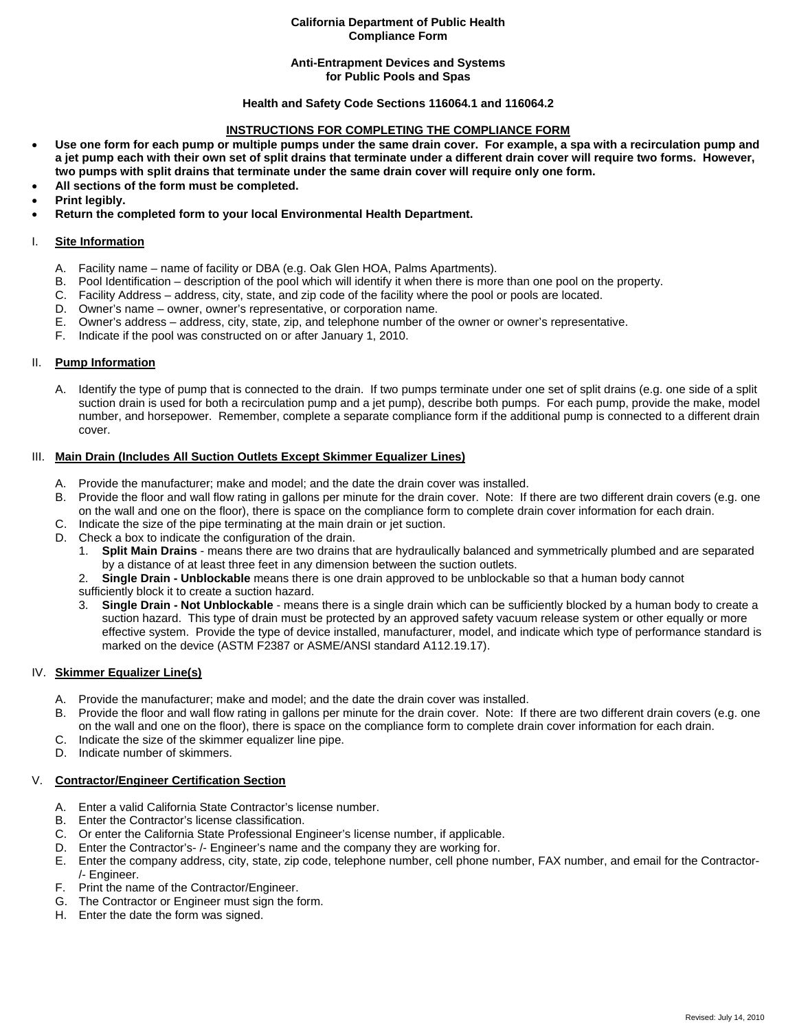**California Department of Public Health**
**Compliance Form**

**Anti-Entrapment Devices and Systems for Public Pools and Spas**

**Health and Safety Code Sections 116064.1 and 116064.2**

## INSTRUCTIONS FOR COMPLETING THE COMPLIANCE FORM

- **Use one form for each pump or multiple pumps under the same drain cover. For example, a spa with a recirculation pump and a jet pump each with their own set of split drains that terminate under a different drain cover will require two forms. However, two pumps with split drains that terminate under the same drain cover will require only one form.**
- **All sections of the form must be completed.**
- **Print legibly.**
- **Return the completed form to your local Environmental Health Department.**

### I. Site Information

A. Facility name – name of facility or DBA (e.g. Oak Glen HOA, Palms Apartments).
B. Pool Identification – description of the pool which will identify it when there is more than one pool on the property.
C. Facility Address – address, city, state, and zip code of the facility where the pool or pools are located.
D. Owner's name – owner, owner's representative, or corporation name.
E. Owner's address – address, city, state, zip, and telephone number of the owner or owner's representative.
F. Indicate if the pool was constructed on or after January 1, 2010.

### II. Pump Information

A. Identify the type of pump that is connected to the drain. If two pumps terminate under one set of split drains (e.g. one side of a split suction drain is used for both a recirculation pump and a jet pump), describe both pumps. For each pump, provide the make, model number, and horsepower. Remember, complete a separate compliance form if the additional pump is connected to a different drain cover.

### III. Main Drain (Includes All Suction Outlets Except Skimmer Equalizer Lines)

A. Provide the manufacturer; make and model; and the date the drain cover was installed.
B. Provide the floor and wall flow rating in gallons per minute for the drain cover. Note: If there are two different drain covers (e.g. one on the wall and one on the floor), there is space on the compliance form to complete drain cover information for each drain.
C. Indicate the size of the pipe terminating at the main drain or jet suction.
D. Check a box to indicate the configuration of the drain.
   1. **Split Main Drains** - means there are two drains that are hydraulically balanced and symmetrically plumbed and are separated by a distance of at least three feet in any dimension between the suction outlets.
   2. **Single Drain - Unblockable** means there is one drain approved to be unblockable so that a human body cannot sufficiently block it to create a suction hazard.
   3. **Single Drain - Not Unblockable** - means there is a single drain which can be sufficiently blocked by a human body to create a suction hazard. This type of drain must be protected by an approved safety vacuum release system or other equally or more effective system. Provide the type of device installed, manufacturer, model, and indicate which type of performance standard is marked on the device (ASTM F2387 or ASME/ANSI standard A112.19.17).

### IV. Skimmer Equalizer Line(s)

A. Provide the manufacturer; make and model; and the date the drain cover was installed.
B. Provide the floor and wall flow rating in gallons per minute for the drain cover. Note: If there are two different drain covers (e.g. one on the wall and one on the floor), there is space on the compliance form to complete drain cover information for each drain.
C. Indicate the size of the skimmer equalizer line pipe.
D. Indicate number of skimmers.

### V. Contractor/Engineer Certification Section

A. Enter a valid California State Contractor's license number.
B. Enter the Contractor's license classification.
C. Or enter the California State Professional Engineer's license number, if applicable.
D. Enter the Contractor's- /- Engineer's name and the company they are working for.
E. Enter the company address, city, state, zip code, telephone number, cell phone number, FAX number, and email for the Contractor- /- Engineer.
F. Print the name of the Contractor/Engineer.
G. The Contractor or Engineer must sign the form.
H. Enter the date the form was signed.

Revised: July 14, 2010